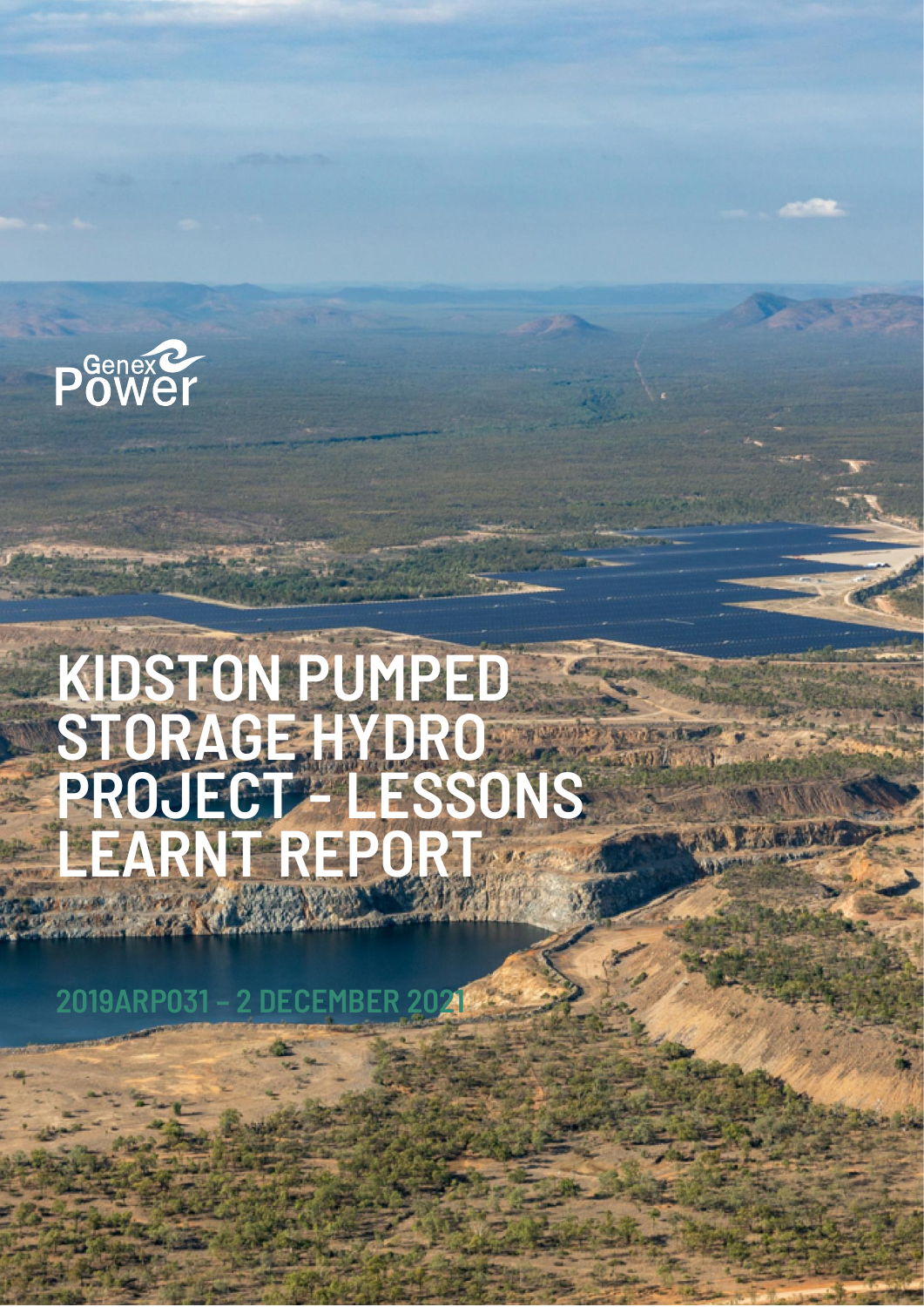Genex Power

# KIDSTON PUMPED STORAGE HYDRO PROJECT - LESSONS LEARNT REPORT

2019ARP031 – 2 DECEMBER 2021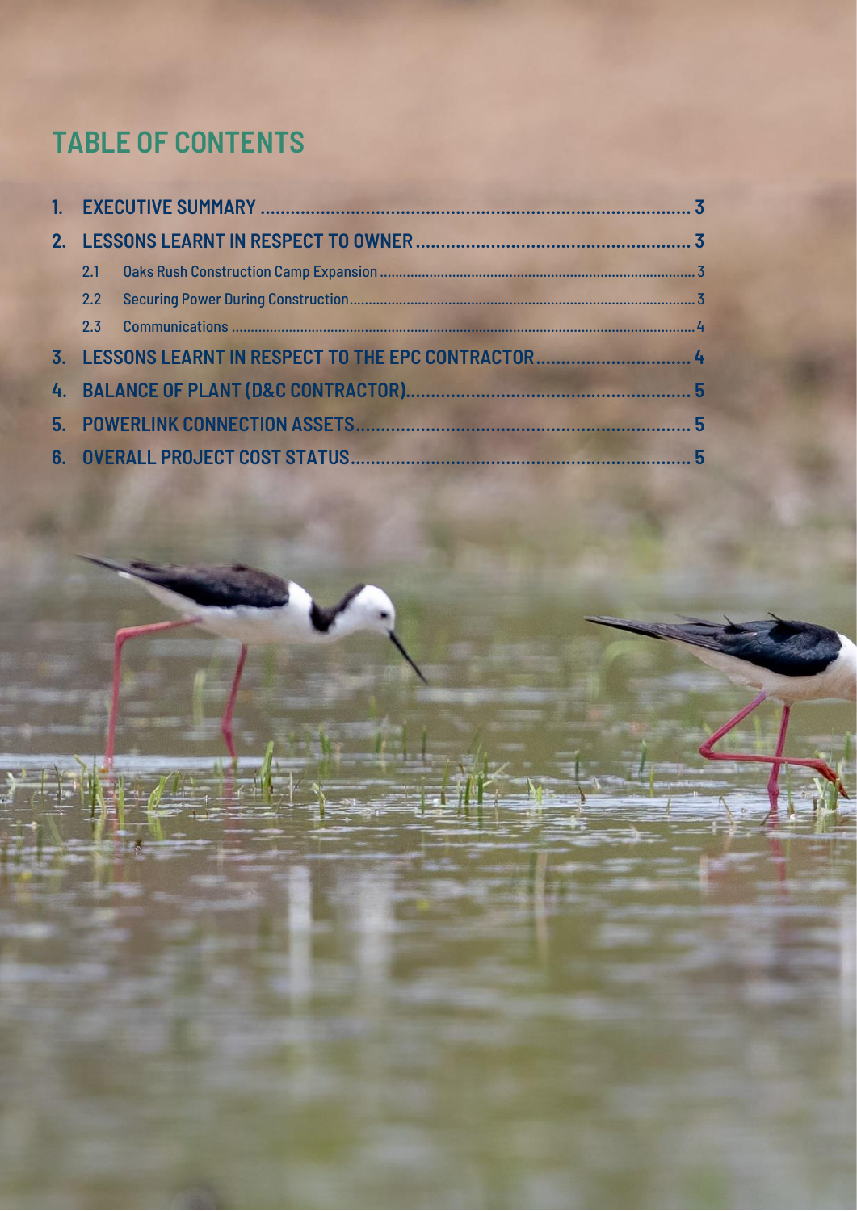# TABLE OF CONTENTS

1. EXECUTIVE SUMMARY ..... 3
2. LESSONS LEARNT IN RESPECT TO OWNER ..... 3
   - 2.1 Oaks Rush Construction Camp Expansion ..... 3
   - 2.2 Securing Power During Construction ..... 3
   - 2.3 Communications ..... 4
3. LESSONS LEARNT IN RESPECT TO THE EPC CONTRACTOR ..... 4
4. BALANCE OF PLANT (D&C CONTRACTOR) ..... 5
5. POWERLINK CONNECTION ASSETS ..... 5
6. OVERALL PROJECT COST STATUS ..... 5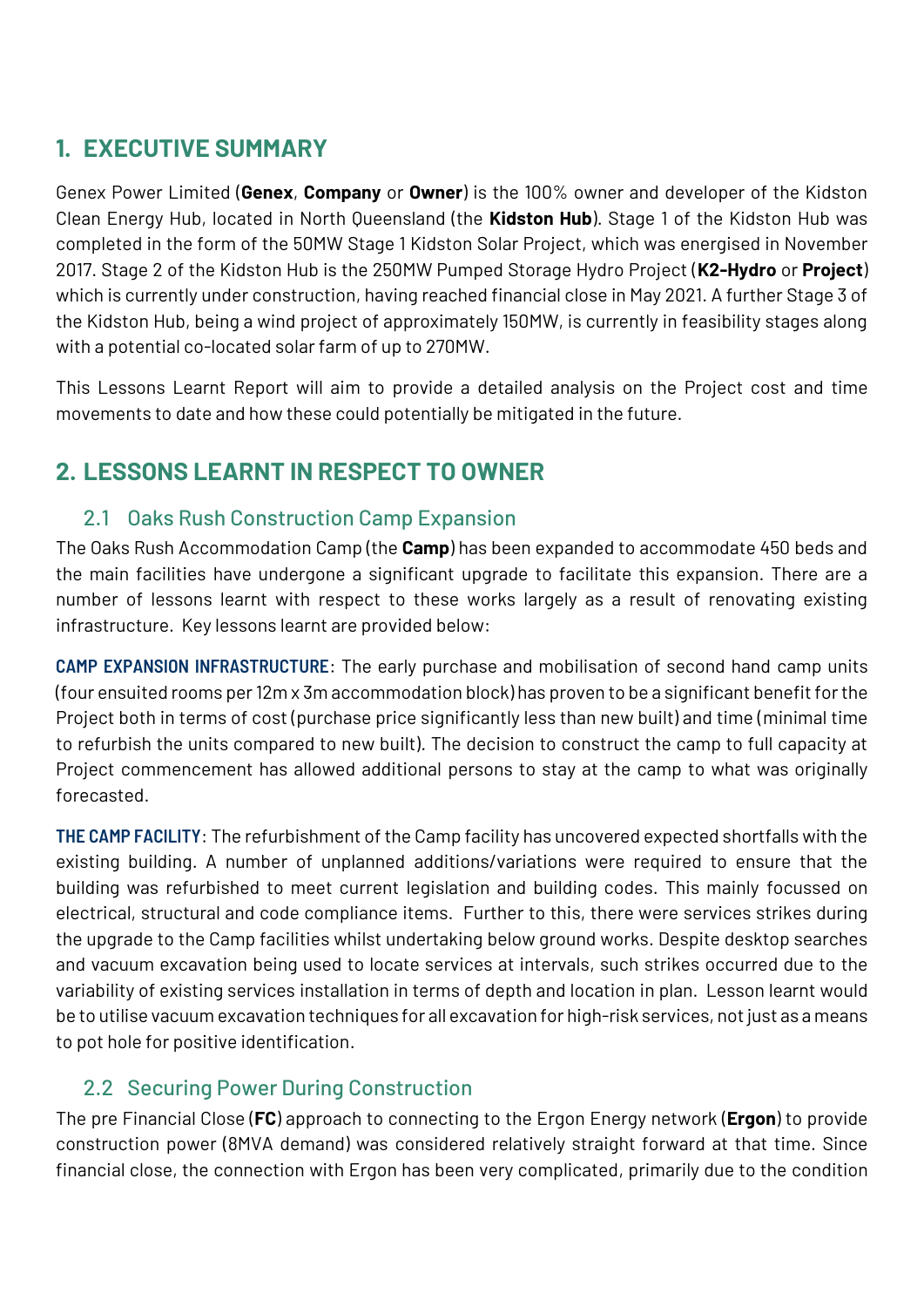## 1. EXECUTIVE SUMMARY

Genex Power Limited (**Genex**, **Company** or **Owner**) is the 100% owner and developer of the Kidston Clean Energy Hub, located in North Queensland (the **Kidston Hub**). Stage 1 of the Kidston Hub was completed in the form of the 50MW Stage 1 Kidston Solar Project, which was energised in November 2017. Stage 2 of the Kidston Hub is the 250MW Pumped Storage Hydro Project (**K2-Hydro** or **Project**) which is currently under construction, having reached financial close in May 2021. A further Stage 3 of the Kidston Hub, being a wind project of approximately 150MW, is currently in feasibility stages along with a potential co-located solar farm of up to 270MW.

This Lessons Learnt Report will aim to provide a detailed analysis on the Project cost and time movements to date and how these could potentially be mitigated in the future.

## 2. LESSONS LEARNT IN RESPECT TO OWNER

### 2.1 Oaks Rush Construction Camp Expansion

The Oaks Rush Accommodation Camp (the **Camp**) has been expanded to accommodate 450 beds and the main facilities have undergone a significant upgrade to facilitate this expansion. There are a number of lessons learnt with respect to these works largely as a result of renovating existing infrastructure. Key lessons learnt are provided below:

**CAMP EXPANSION INFRASTRUCTURE**: The early purchase and mobilisation of second hand camp units (four ensuited rooms per 12m x 3m accommodation block) has proven to be a significant benefit for the Project both in terms of cost (purchase price significantly less than new built) and time (minimal time to refurbish the units compared to new built). The decision to construct the camp to full capacity at Project commencement has allowed additional persons to stay at the camp to what was originally forecasted.

**THE CAMP FACILITY**: The refurbishment of the Camp facility has uncovered expected shortfalls with the existing building. A number of unplanned additions/variations were required to ensure that the building was refurbished to meet current legislation and building codes. This mainly focussed on electrical, structural and code compliance items. Further to this, there were services strikes during the upgrade to the Camp facilities whilst undertaking below ground works. Despite desktop searches and vacuum excavation being used to locate services at intervals, such strikes occurred due to the variability of existing services installation in terms of depth and location in plan. Lesson learnt would be to utilise vacuum excavation techniques for all excavation for high-risk services, not just as a means to pot hole for positive identification.

### 2.2 Securing Power During Construction

The pre Financial Close (**FC**) approach to connecting to the Ergon Energy network (**Ergon**) to provide construction power (8MVA demand) was considered relatively straight forward at that time. Since financial close, the connection with Ergon has been very complicated, primarily due to the condition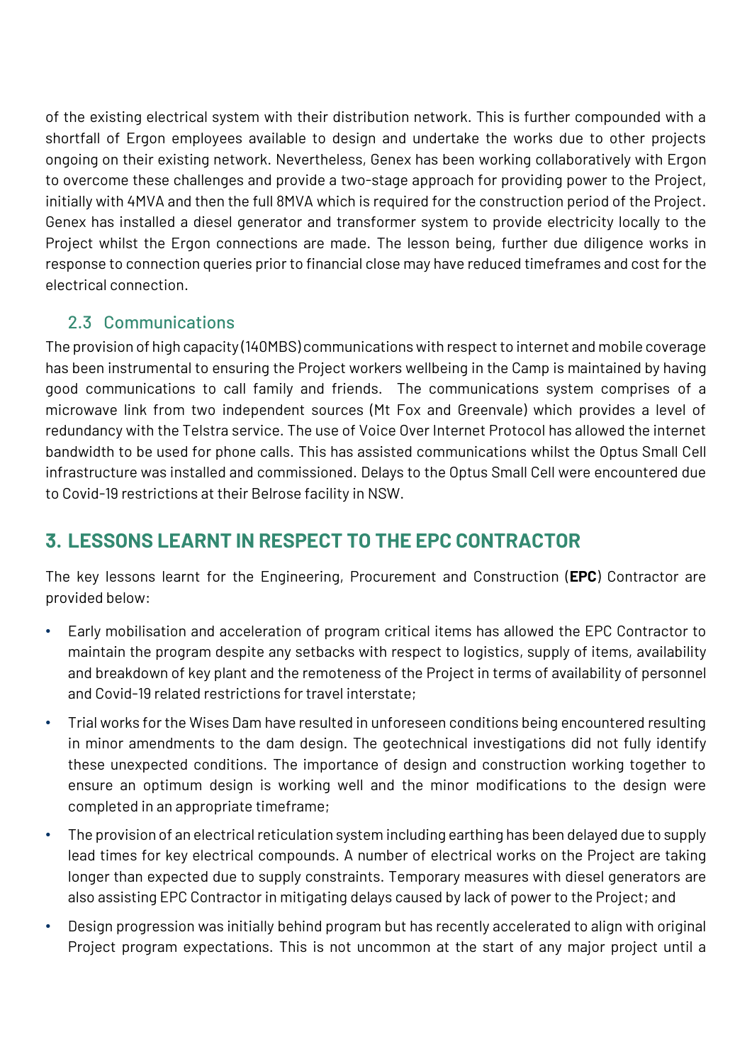of the existing electrical system with their distribution network. This is further compounded with a shortfall of Ergon employees available to design and undertake the works due to other projects ongoing on their existing network. Nevertheless, Genex has been working collaboratively with Ergon to overcome these challenges and provide a two-stage approach for providing power to the Project, initially with 4MVA and then the full 8MVA which is required for the construction period of the Project. Genex has installed a diesel generator and transformer system to provide electricity locally to the Project whilst the Ergon connections are made. The lesson being, further due diligence works in response to connection queries prior to financial close may have reduced timeframes and cost for the electrical connection.

### 2.3 Communications

The provision of high capacity (140MBS) communications with respect to internet and mobile coverage has been instrumental to ensuring the Project workers wellbeing in the Camp is maintained by having good communications to call family and friends. The communications system comprises of a microwave link from two independent sources (Mt Fox and Greenvale) which provides a level of redundancy with the Telstra service. The use of Voice Over Internet Protocol has allowed the internet bandwidth to be used for phone calls. This has assisted communications whilst the Optus Small Cell infrastructure was installed and commissioned. Delays to the Optus Small Cell were encountered due to Covid-19 restrictions at their Belrose facility in NSW.

## 3. LESSONS LEARNT IN RESPECT TO THE EPC CONTRACTOR

The key lessons learnt for the Engineering, Procurement and Construction (**EPC**) Contractor are provided below:

- Early mobilisation and acceleration of program critical items has allowed the EPC Contractor to maintain the program despite any setbacks with respect to logistics, supply of items, availability and breakdown of key plant and the remoteness of the Project in terms of availability of personnel and Covid-19 related restrictions for travel interstate;
- Trial works for the Wises Dam have resulted in unforeseen conditions being encountered resulting in minor amendments to the dam design. The geotechnical investigations did not fully identify these unexpected conditions. The importance of design and construction working together to ensure an optimum design is working well and the minor modifications to the design were completed in an appropriate timeframe;
- The provision of an electrical reticulation system including earthing has been delayed due to supply lead times for key electrical compounds. A number of electrical works on the Project are taking longer than expected due to supply constraints. Temporary measures with diesel generators are also assisting EPC Contractor in mitigating delays caused by lack of power to the Project; and
- Design progression was initially behind program but has recently accelerated to align with original Project program expectations. This is not uncommon at the start of any major project until a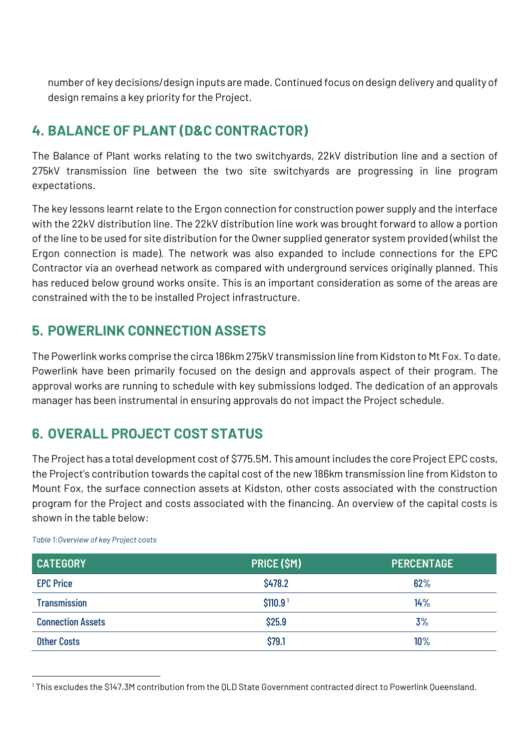number of key decisions/design inputs are made. Continued focus on design delivery and quality of design remains a key priority for the Project.

## 4. BALANCE OF PLANT (D&C CONTRACTOR)

The Balance of Plant works relating to the two switchyards, 22kV distribution line and a section of 275kV transmission line between the two site switchyards are progressing in line program expectations.

The key lessons learnt relate to the Ergon connection for construction power supply and the interface with the 22kV distribution line. The 22kV distribution line work was brought forward to allow a portion of the line to be used for site distribution for the Owner supplied generator system provided (whilst the Ergon connection is made). The network was also expanded to include connections for the EPC Contractor via an overhead network as compared with underground services originally planned. This has reduced below ground works onsite. This is an important consideration as some of the areas are constrained with the to be installed Project infrastructure.

## 5. POWERLINK CONNECTION ASSETS

The Powerlink works comprise the circa 186km 275kV transmission line from Kidston to Mt Fox. To date, Powerlink have been primarily focused on the design and approvals aspect of their program. The approval works are running to schedule with key submissions lodged. The dedication of an approvals manager has been instrumental in ensuring approvals do not impact the Project schedule.

## 6. OVERALL PROJECT COST STATUS

The Project has a total development cost of $775.5M. This amount includes the core Project EPC costs, the Project's contribution towards the capital cost of the new 186km transmission line from Kidston to Mount Fox, the surface connection assets at Kidston, other costs associated with the construction program for the Project and costs associated with the financing. An overview of the capital costs is shown in the table below:

*Table 1: Overview of key Project costs*

| CATEGORY | PRICE ($M) | PERCENTAGE |
| --- | --- | --- |
| EPC Price | $478.2 | 62% |
| Transmission | $110.9 [1] | 14% |
| Connection Assets | $25.9 | 3% |
| Other Costs | $79.1 | 10% |

[1] This excludes the $147.3M contribution from the QLD State Government contracted direct to Powerlink Queensland.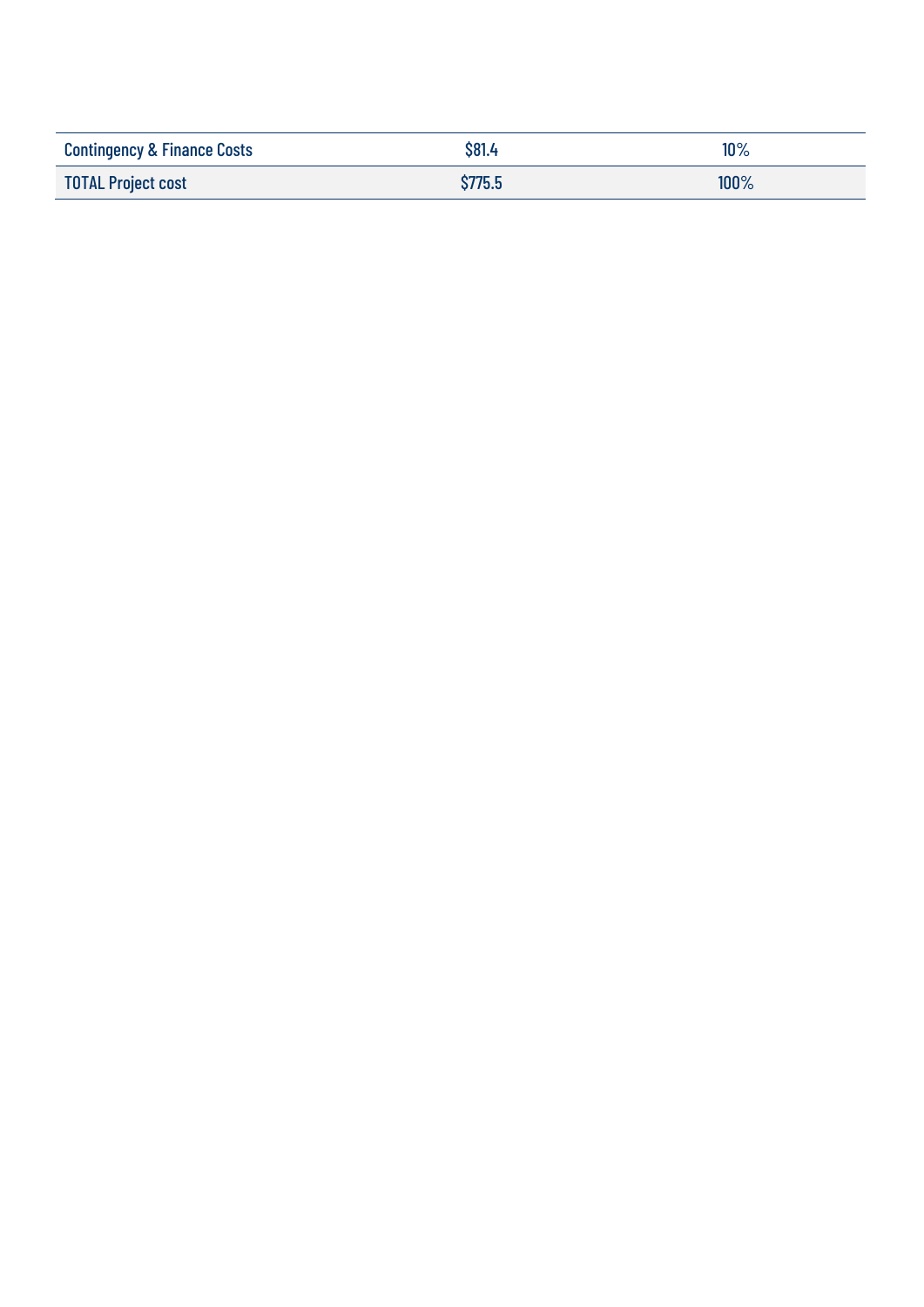| | | |
|---|---|---|
| Contingency & Finance Costs | $81.4 | 10% |
| **TOTAL Project cost** | **$775.5** | **100%** |